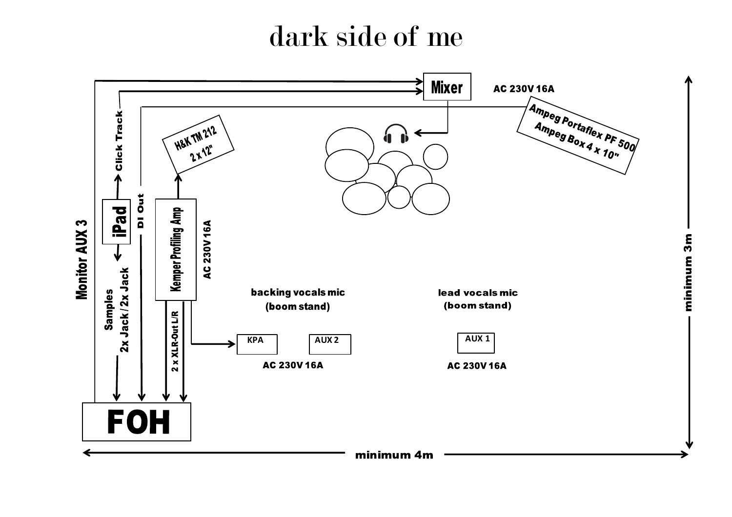# dark side of me

Mixer

AC 230V 16A

Ampeg Portaflex PF 500
Ampeg Box 4 x 10"

H&K TM 212
2 x 12"

Click Track

iPad

DI Out

Kemper Profiling Amp

AC 230V 16A

Monitor AUX 3

Samples
2x Jack / 2x Jack

2 x XLR-Out L/R

backing vocals mic
(boom stand)

lead vocals mic
(boom stand)

KPA

AUX 2

AUX 1

AC 230V 16A

AC 230V 16A

FOH

minimum 3m

minimum 4m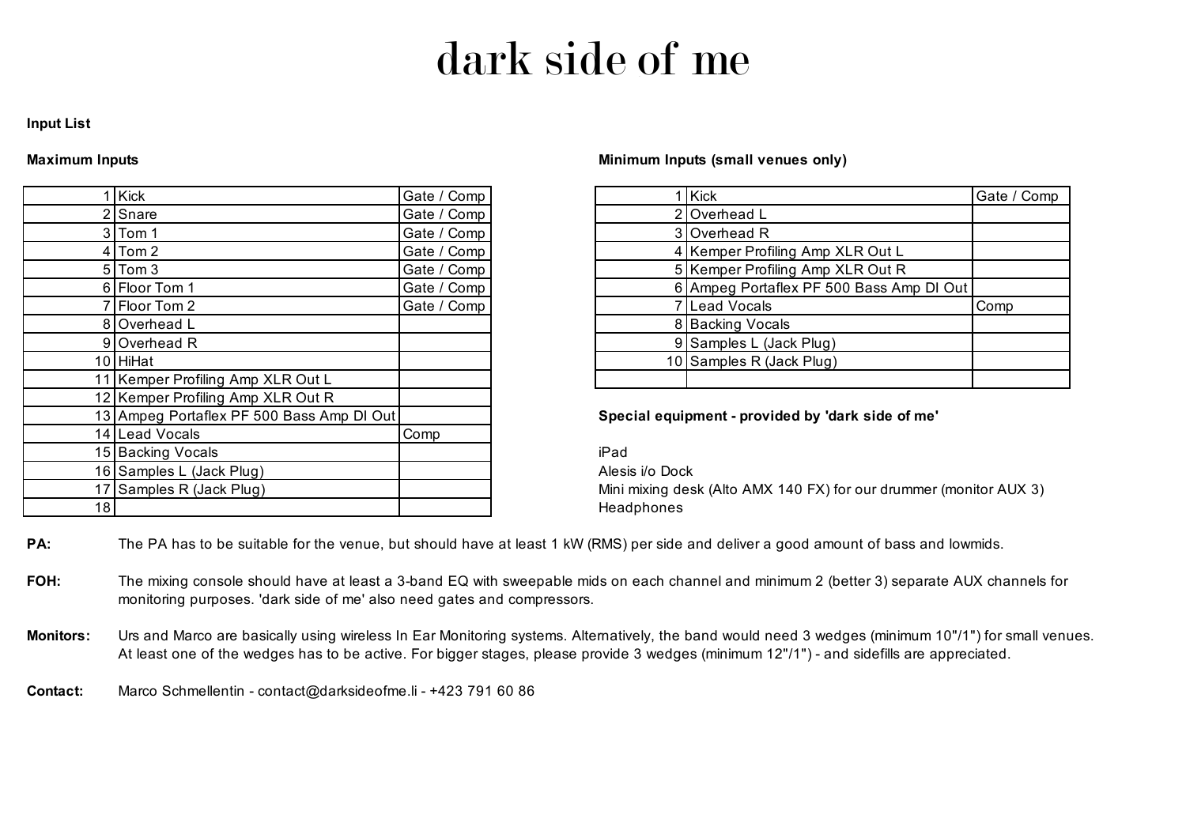# dark side of me

**Input List**

**Maximum Inputs**

| | | |
|---|---|---|
| 1 | Kick | Gate / Comp |
| 2 | Snare | Gate / Comp |
| 3 | Tom 1 | Gate / Comp |
| 4 | Tom 2 | Gate / Comp |
| 5 | Tom 3 | Gate / Comp |
| 6 | Floor Tom 1 | Gate / Comp |
| 7 | Floor Tom 2 | Gate / Comp |
| 8 | Overhead L | |
| 9 | Overhead R | |
| 10 | HiHat | |
| 11 | Kemper Profiling Amp XLR Out L | |
| 12 | Kemper Profiling Amp XLR Out R | |
| 13 | Ampeg Portaflex PF 500 Bass Amp DI Out | |
| 14 | Lead Vocals | Comp |
| 15 | Backing Vocals | |
| 16 | Samples L (Jack Plug) | |
| 17 | Samples R (Jack Plug) | |
| 18 | | |

**Minimum Inputs (small venues only)**

| | | |
|---|---|---|
| 1 | Kick | Gate / Comp |
| 2 | Overhead L | |
| 3 | Overhead R | |
| 4 | Kemper Profiling Amp XLR Out L | |
| 5 | Kemper Profiling Amp XLR Out R | |
| 6 | Ampeg Portaflex PF 500 Bass Amp DI Out | |
| 7 | Lead Vocals | Comp |
| 8 | Backing Vocals | |
| 9 | Samples L (Jack Plug) | |
| 10 | Samples R (Jack Plug) | |
| | | |

**Special equipment - provided by 'dark side of me'**

iPad
Alesis i/o Dock
Mini mixing desk (Alto AMX 140 FX) for our drummer (monitor AUX 3)
Headphones

**PA:** The PA has to be suitable for the venue, but should have at least 1 kW (RMS) per side and deliver a good amount of bass and lowmids.

**FOH:** The mixing console should have at least a 3-band EQ with sweepable mids on each channel and minimum 2 (better 3) separate AUX channels for monitoring purposes. 'dark side of me' also need gates and compressors.

**Monitors:** Urs and Marco are basically using wireless In Ear Monitoring systems. Alternatively, the band would need 3 wedges (minimum 10"/1") for small venues. At least one of the wedges has to be active. For bigger stages, please provide 3 wedges (minimum 12"/1") - and sidefills are appreciated.

**Contact:** Marco Schmellentin - contact@darksideofme.li - +423 791 60 86